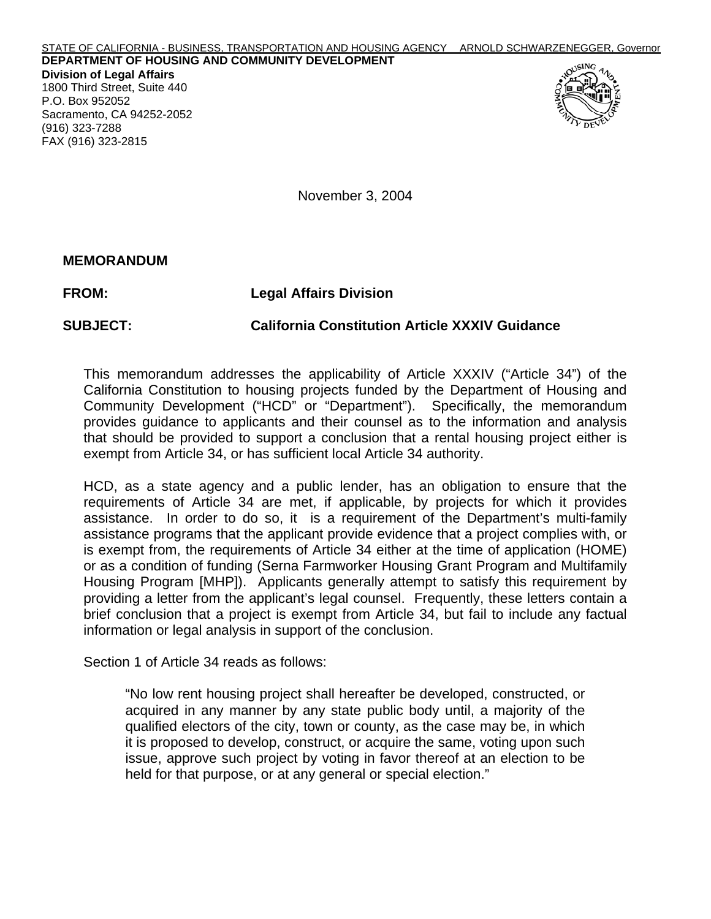STATE OF CALIFORNIA - BUSINESS, TRANSPORTATION AND HOUSING AGENCY ARNOLD SCHWARZENEGGER, Governor

**DEPARTMENT OF HOUSING AND COMMUNITY DEVELOPMENT**

**Division of Legal Affairs**
1800 Third Street, Suite 440
P.O. Box 952052
Sacramento, CA 94252-2052
(916) 323-7288
FAX (916) 323-2815

November 3, 2004

**MEMORANDUM**

**FROM:** **Legal Affairs Division**

**SUBJECT:** **California Constitution Article XXXIV Guidance**

This memorandum addresses the applicability of Article XXXIV ("Article 34") of the California Constitution to housing projects funded by the Department of Housing and Community Development ("HCD" or "Department"). Specifically, the memorandum provides guidance to applicants and their counsel as to the information and analysis that should be provided to support a conclusion that a rental housing project either is exempt from Article 34, or has sufficient local Article 34 authority.

HCD, as a state agency and a public lender, has an obligation to ensure that the requirements of Article 34 are met, if applicable, by projects for which it provides assistance. In order to do so, it is a requirement of the Department's multi-family assistance programs that the applicant provide evidence that a project complies with, or is exempt from, the requirements of Article 34 either at the time of application (HOME) or as a condition of funding (Serna Farmworker Housing Grant Program and Multifamily Housing Program [MHP]). Applicants generally attempt to satisfy this requirement by providing a letter from the applicant's legal counsel. Frequently, these letters contain a brief conclusion that a project is exempt from Article 34, but fail to include any factual information or legal analysis in support of the conclusion.

Section 1 of Article 34 reads as follows:

> "No low rent housing project shall hereafter be developed, constructed, or acquired in any manner by any state public body until, a majority of the qualified electors of the city, town or county, as the case may be, in which it is proposed to develop, construct, or acquire the same, voting upon such issue, approve such project by voting in favor thereof at an election to be held for that purpose, or at any general or special election."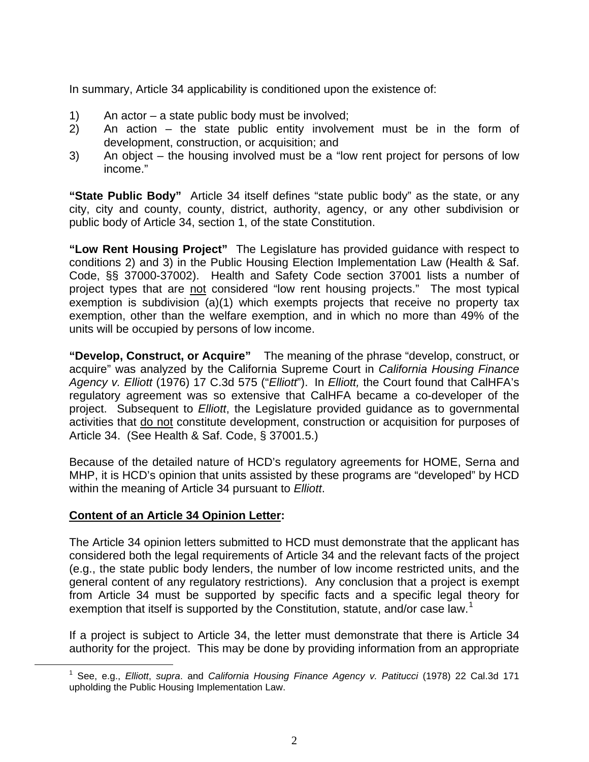In summary, Article 34 applicability is conditioned upon the existence of:

1) An actor – a state public body must be involved;
2) An action – the state public entity involvement must be in the form of development, construction, or acquisition; and
3) An object – the housing involved must be a "low rent project for persons of low income."

**"State Public Body"** Article 34 itself defines "state public body" as the state, or any city, city and county, county, district, authority, agency, or any other subdivision or public body of Article 34, section 1, of the state Constitution.

**"Low Rent Housing Project"** The Legislature has provided guidance with respect to conditions 2) and 3) in the Public Housing Election Implementation Law (Health & Saf. Code, §§ 37000-37002). Health and Safety Code section 37001 lists a number of project types that are <u>not</u> considered "low rent housing projects." The most typical exemption is subdivision (a)(1) which exempts projects that receive no property tax exemption, other than the welfare exemption, and in which no more than 49% of the units will be occupied by persons of low income.

**"Develop, Construct, or Acquire"** The meaning of the phrase "develop, construct, or acquire" was analyzed by the California Supreme Court in *California Housing Finance Agency v. Elliott* (1976) 17 C.3d 575 ("*Elliott*"). In *Elliott,* the Court found that CalHFA's regulatory agreement was so extensive that CalHFA became a co-developer of the project. Subsequent to *Elliott*, the Legislature provided guidance as to governmental activities that <u>do not</u> constitute development, construction or acquisition for purposes of Article 34. (See Health & Saf. Code, § 37001.5.)

Because of the detailed nature of HCD's regulatory agreements for HOME, Serna and MHP, it is HCD's opinion that units assisted by these programs are "developed" by HCD within the meaning of Article 34 pursuant to *Elliott*.

**<u>Content of an Article 34 Opinion Letter</u>:**

The Article 34 opinion letters submitted to HCD must demonstrate that the applicant has considered both the legal requirements of Article 34 and the relevant facts of the project (e.g., the state public body lenders, the number of low income restricted units, and the general content of any regulatory restrictions). Any conclusion that a project is exempt from Article 34 must be supported by specific facts and a specific legal theory for exemption that itself is supported by the Constitution, statute, and/or case law.[1]

If a project is subject to Article 34, the letter must demonstrate that there is Article 34 authority for the project. This may be done by providing information from an appropriate

[1] See, e.g., *Elliott*, *supra*. and *California Housing Finance Agency v. Patitucci* (1978) 22 Cal.3d 171 upholding the Public Housing Implementation Law.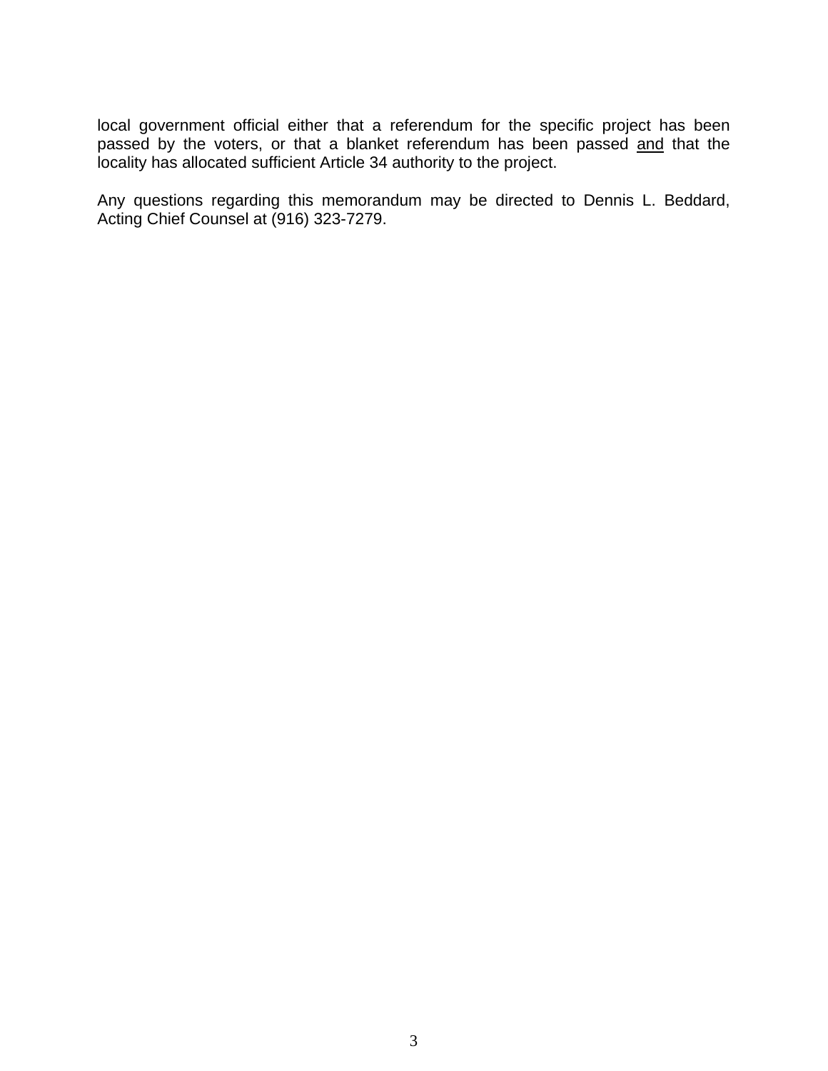local government official either that a referendum for the specific project has been passed by the voters, or that a blanket referendum has been passed <u>and</u> that the locality has allocated sufficient Article 34 authority to the project.

Any questions regarding this memorandum may be directed to Dennis L. Beddard, Acting Chief Counsel at (916) 323-7279.